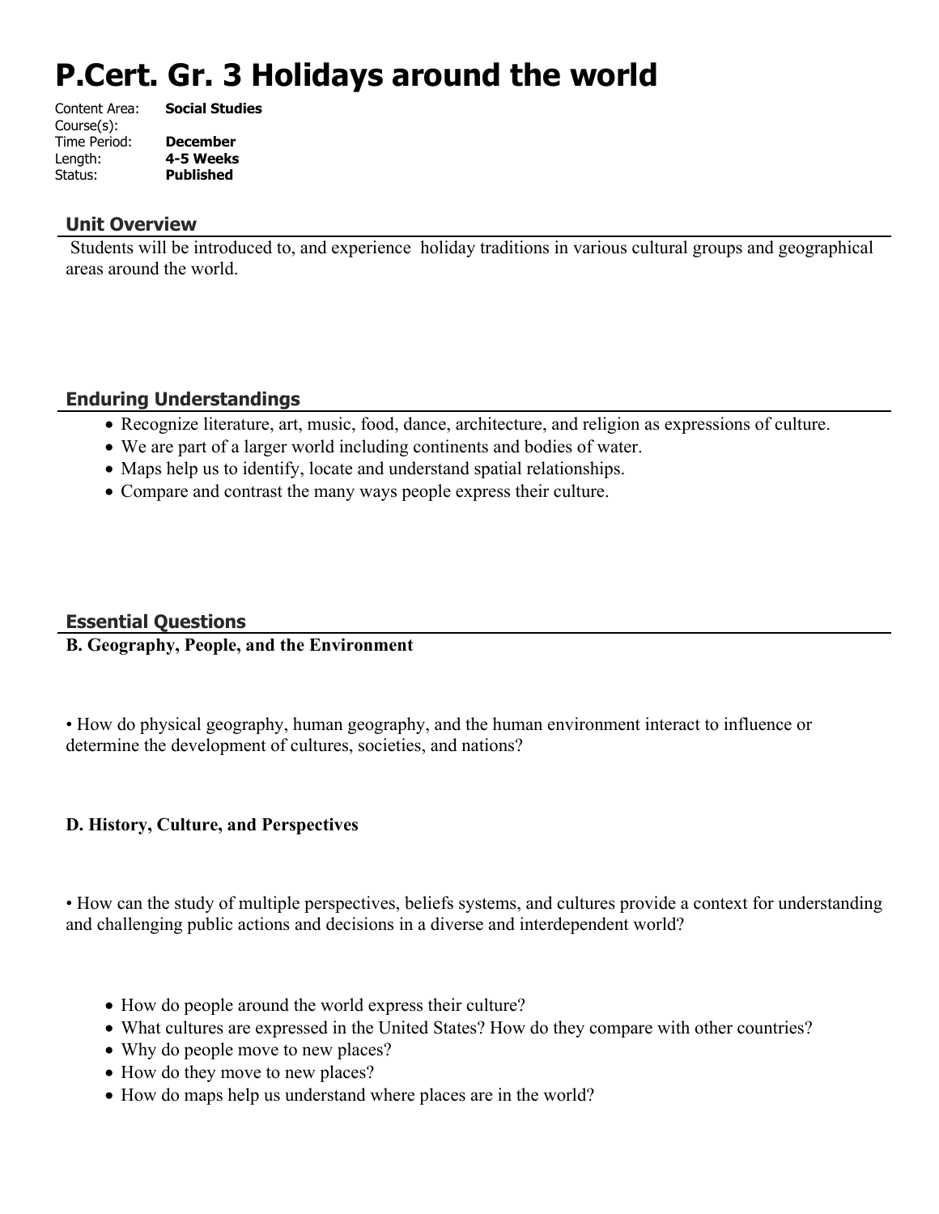# P.Cert. Gr. 3 Holidays around the world

Content Area: **Social Studies**
Course(s):
Time Period: **December**
Length: **4-5 Weeks**
Status: **Published**

## Unit Overview

Students will be introduced to, and experience holiday traditions in various cultural groups and geographical areas around the world.

## Enduring Understandings

- Recognize literature, art, music, food, dance, architecture, and religion as expressions of culture.
- We are part of a larger world including continents and bodies of water.
- Maps help us to identify, locate and understand spatial relationships.
- Compare and contrast the many ways people express their culture.

## Essential Questions

**B. Geography, People, and the Environment**

• How do physical geography, human geography, and the human environment interact to influence or determine the development of cultures, societies, and nations?

**D. History, Culture, and Perspectives**

• How can the study of multiple perspectives, beliefs systems, and cultures provide a context for understanding and challenging public actions and decisions in a diverse and interdependent world?

- How do people around the world express their culture?
- What cultures are expressed in the United States? How do they compare with other countries?
- Why do people move to new places?
- How do they move to new places?
- How do maps help us understand where places are in the world?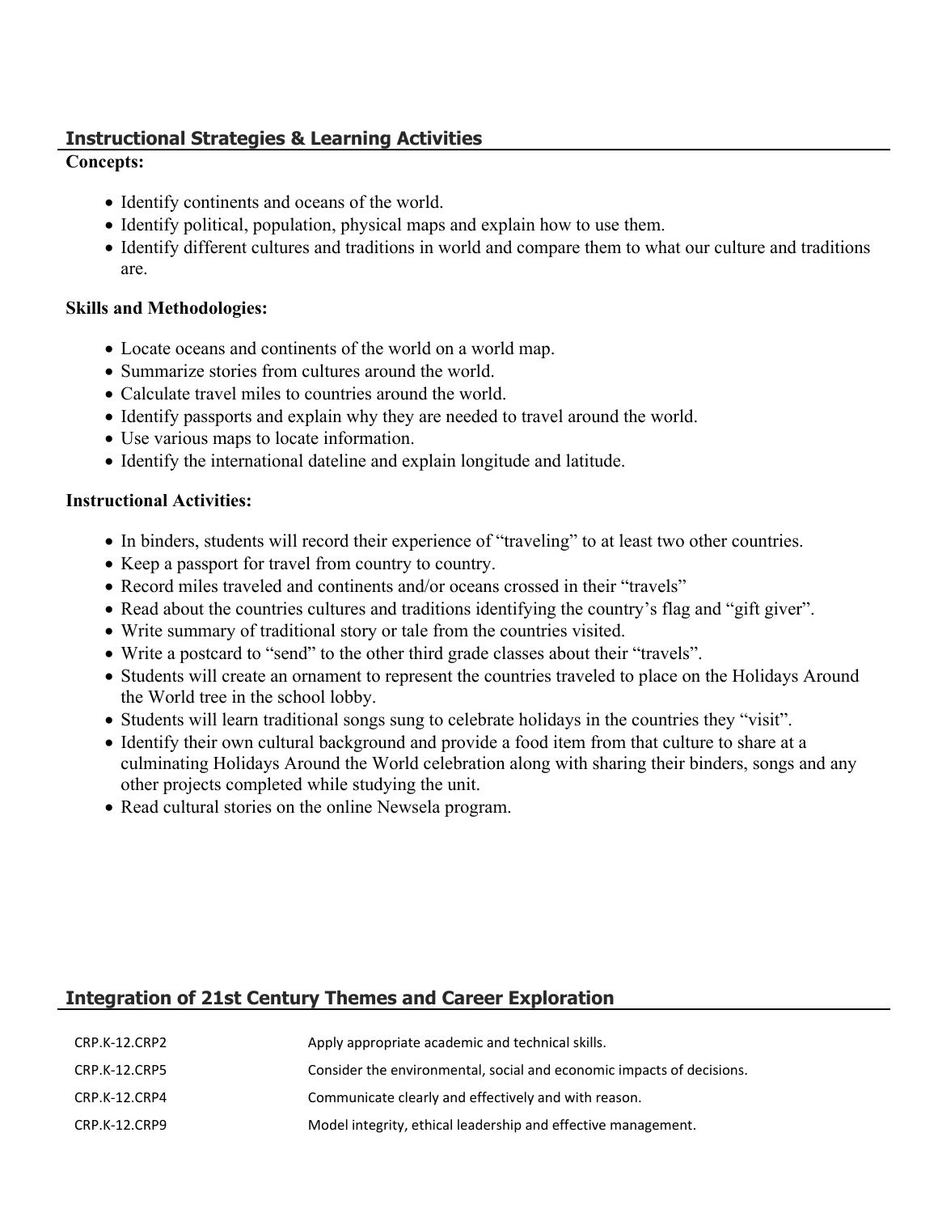## Instructional Strategies & Learning Activities

**Concepts:**

- Identify continents and oceans of the world.
- Identify political, population, physical maps and explain how to use them.
- Identify different cultures and traditions in world and compare them to what our culture and traditions are.

**Skills and Methodologies:**

- Locate oceans and continents of the world on a world map.
- Summarize stories from cultures around the world.
- Calculate travel miles to countries around the world.
- Identify passports and explain why they are needed to travel around the world.
- Use various maps to locate information.
- Identify the international dateline and explain longitude and latitude.

**Instructional Activities:**

- In binders, students will record their experience of "traveling" to at least two other countries.
- Keep a passport for travel from country to country.
- Record miles traveled and continents and/or oceans crossed in their "travels"
- Read about the countries cultures and traditions identifying the country's flag and "gift giver".
- Write summary of traditional story or tale from the countries visited.
- Write a postcard to "send" to the other third grade classes about their "travels".
- Students will create an ornament to represent the countries traveled to place on the Holidays Around the World tree in the school lobby.
- Students will learn traditional songs sung to celebrate holidays in the countries they "visit".
- Identify their own cultural background and provide a food item from that culture to share at a culminating Holidays Around the World celebration along with sharing their binders, songs and any other projects completed while studying the unit.
- Read cultural stories on the online Newsela program.

## Integration of 21st Century Themes and Career Exploration

| | |
|---|---|
| CRP.K-12.CRP2 | Apply appropriate academic and technical skills. |
| CRP.K-12.CRP5 | Consider the environmental, social and economic impacts of decisions. |
| CRP.K-12.CRP4 | Communicate clearly and effectively and with reason. |
| CRP.K-12.CRP9 | Model integrity, ethical leadership and effective management. |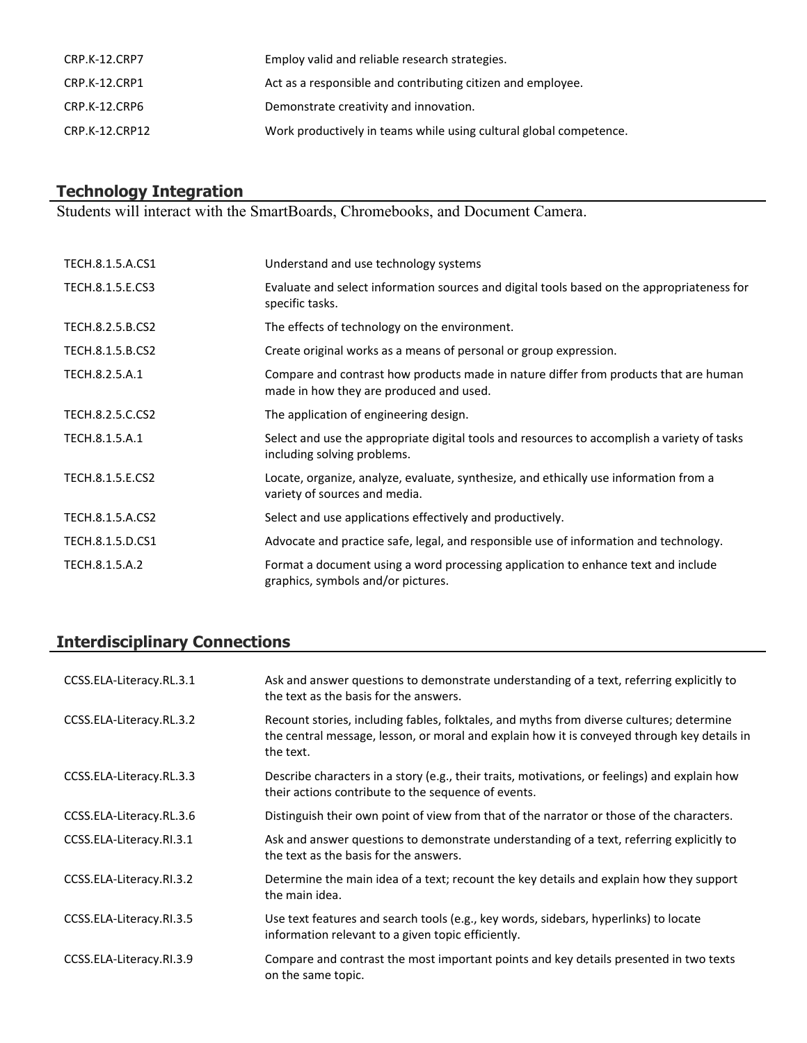| | |
|---|---|
| CRP.K-12.CRP7 | Employ valid and reliable research strategies. |
| CRP.K-12.CRP1 | Act as a responsible and contributing citizen and employee. |
| CRP.K-12.CRP6 | Demonstrate creativity and innovation. |
| CRP.K-12.CRP12 | Work productively in teams while using cultural global competence. |

## Technology Integration

Students will interact with the SmartBoards, Chromebooks, and Document Camera.

| | |
|---|---|
| TECH.8.1.5.A.CS1 | Understand and use technology systems |
| TECH.8.1.5.E.CS3 | Evaluate and select information sources and digital tools based on the appropriateness for specific tasks. |
| TECH.8.2.5.B.CS2 | The effects of technology on the environment. |
| TECH.8.1.5.B.CS2 | Create original works as a means of personal or group expression. |
| TECH.8.2.5.A.1 | Compare and contrast how products made in nature differ from products that are human made in how they are produced and used. |
| TECH.8.2.5.C.CS2 | The application of engineering design. |
| TECH.8.1.5.A.1 | Select and use the appropriate digital tools and resources to accomplish a variety of tasks including solving problems. |
| TECH.8.1.5.E.CS2 | Locate, organize, analyze, evaluate, synthesize, and ethically use information from a variety of sources and media. |
| TECH.8.1.5.A.CS2 | Select and use applications effectively and productively. |
| TECH.8.1.5.D.CS1 | Advocate and practice safe, legal, and responsible use of information and technology. |
| TECH.8.1.5.A.2 | Format a document using a word processing application to enhance text and include graphics, symbols and/or pictures. |

## Interdisciplinary Connections

| | |
|---|---|
| CCSS.ELA-Literacy.RL.3.1 | Ask and answer questions to demonstrate understanding of a text, referring explicitly to the text as the basis for the answers. |
| CCSS.ELA-Literacy.RL.3.2 | Recount stories, including fables, folktales, and myths from diverse cultures; determine the central message, lesson, or moral and explain how it is conveyed through key details in the text. |
| CCSS.ELA-Literacy.RL.3.3 | Describe characters in a story (e.g., their traits, motivations, or feelings) and explain how their actions contribute to the sequence of events. |
| CCSS.ELA-Literacy.RL.3.6 | Distinguish their own point of view from that of the narrator or those of the characters. |
| CCSS.ELA-Literacy.RI.3.1 | Ask and answer questions to demonstrate understanding of a text, referring explicitly to the text as the basis for the answers. |
| CCSS.ELA-Literacy.RI.3.2 | Determine the main idea of a text; recount the key details and explain how they support the main idea. |
| CCSS.ELA-Literacy.RI.3.5 | Use text features and search tools (e.g., key words, sidebars, hyperlinks) to locate information relevant to a given topic efficiently. |
| CCSS.ELA-Literacy.RI.3.9 | Compare and contrast the most important points and key details presented in two texts on the same topic. |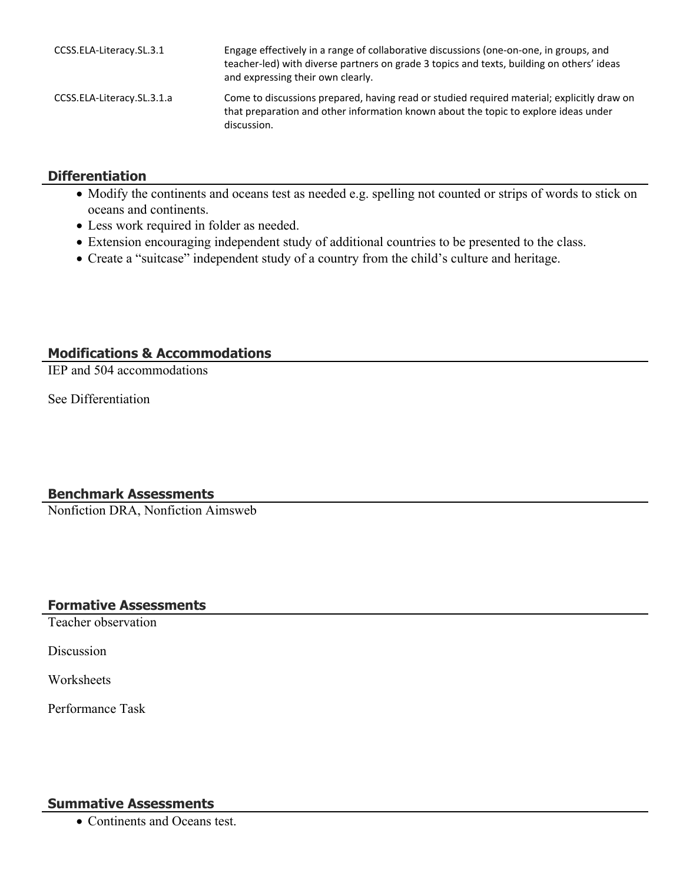| | |
|---|---|
| CCSS.ELA-Literacy.SL.3.1 | Engage effectively in a range of collaborative discussions (one-on-one, in groups, and teacher-led) with diverse partners on grade 3 topics and texts, building on others' ideas and expressing their own clearly. |
| CCSS.ELA-Literacy.SL.3.1.a | Come to discussions prepared, having read or studied required material; explicitly draw on that preparation and other information known about the topic to explore ideas under discussion. |

## Differentiation

- Modify the continents and oceans test as needed e.g. spelling not counted or strips of words to stick on oceans and continents.
- Less work required in folder as needed.
- Extension encouraging independent study of additional countries to be presented to the class.
- Create a "suitcase" independent study of a country from the child's culture and heritage.

## Modifications & Accommodations

IEP and 504 accommodations

See Differentiation

## Benchmark Assessments

Nonfiction DRA, Nonfiction Aimsweb

## Formative Assessments

Teacher observation

Discussion

Worksheets

Performance Task

## Summative Assessments

- Continents and Oceans test.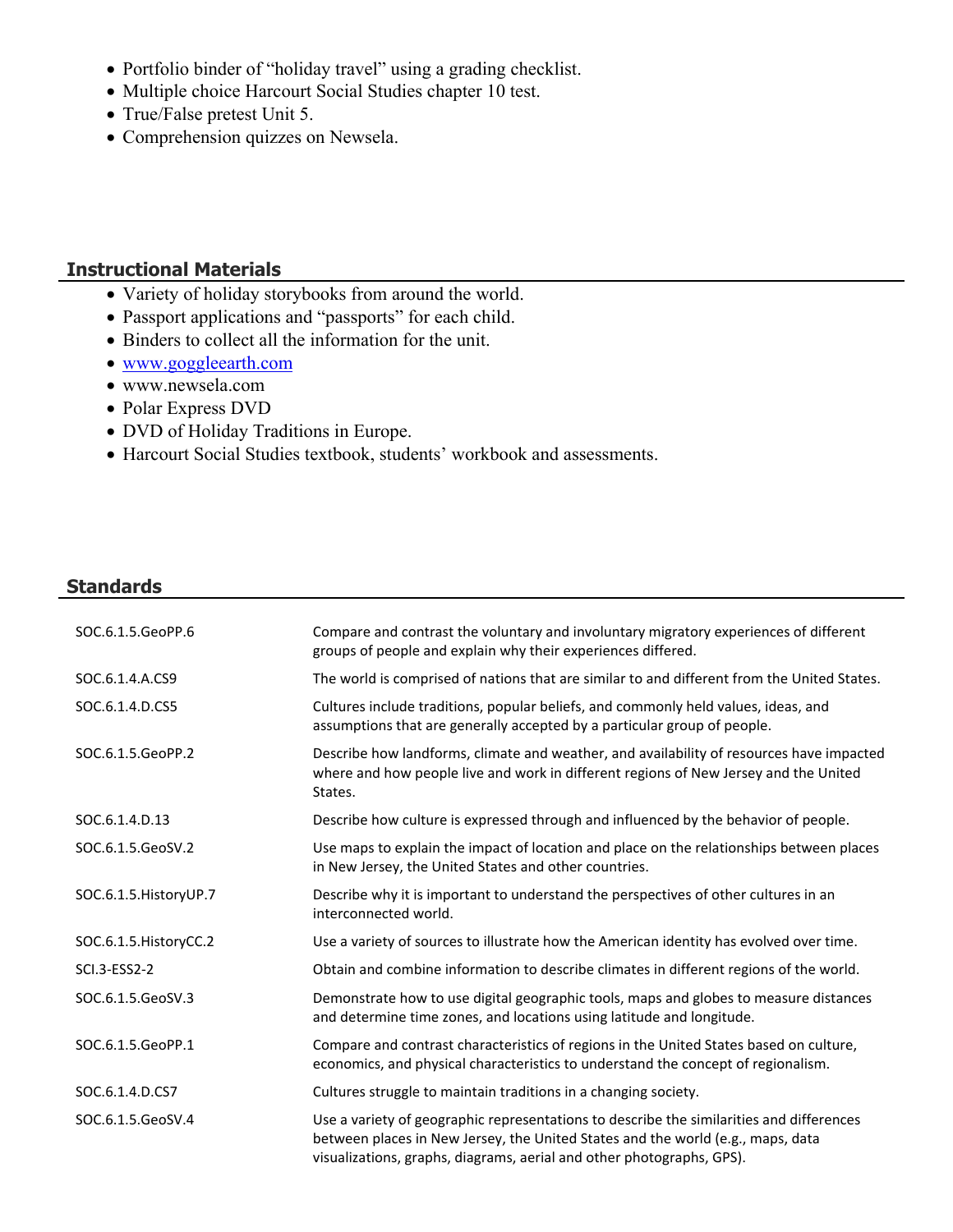- Portfolio binder of "holiday travel" using a grading checklist.
- Multiple choice Harcourt Social Studies chapter 10 test.
- True/False pretest Unit 5.
- Comprehension quizzes on Newsela.

## Instructional Materials

- Variety of holiday storybooks from around the world.
- Passport applications and "passports" for each child.
- Binders to collect all the information for the unit.
- www.goggleearth.com
- www.newsela.com
- Polar Express DVD
- DVD of Holiday Traditions in Europe.
- Harcourt Social Studies textbook, students' workbook and assessments.

## Standards

| | |
|---|---|
| SOC.6.1.5.GeoPP.6 | Compare and contrast the voluntary and involuntary migratory experiences of different groups of people and explain why their experiences differed. |
| SOC.6.1.4.A.CS9 | The world is comprised of nations that are similar to and different from the United States. |
| SOC.6.1.4.D.CS5 | Cultures include traditions, popular beliefs, and commonly held values, ideas, and assumptions that are generally accepted by a particular group of people. |
| SOC.6.1.5.GeoPP.2 | Describe how landforms, climate and weather, and availability of resources have impacted where and how people live and work in different regions of New Jersey and the United States. |
| SOC.6.1.4.D.13 | Describe how culture is expressed through and influenced by the behavior of people. |
| SOC.6.1.5.GeoSV.2 | Use maps to explain the impact of location and place on the relationships between places in New Jersey, the United States and other countries. |
| SOC.6.1.5.HistoryUP.7 | Describe why it is important to understand the perspectives of other cultures in an interconnected world. |
| SOC.6.1.5.HistoryCC.2 | Use a variety of sources to illustrate how the American identity has evolved over time. |
| SCI.3-ESS2-2 | Obtain and combine information to describe climates in different regions of the world. |
| SOC.6.1.5.GeoSV.3 | Demonstrate how to use digital geographic tools, maps and globes to measure distances and determine time zones, and locations using latitude and longitude. |
| SOC.6.1.5.GeoPP.1 | Compare and contrast characteristics of regions in the United States based on culture, economics, and physical characteristics to understand the concept of regionalism. |
| SOC.6.1.4.D.CS7 | Cultures struggle to maintain traditions in a changing society. |
| SOC.6.1.5.GeoSV.4 | Use a variety of geographic representations to describe the similarities and differences between places in New Jersey, the United States and the world (e.g., maps, data visualizations, graphs, diagrams, aerial and other photographs, GPS). |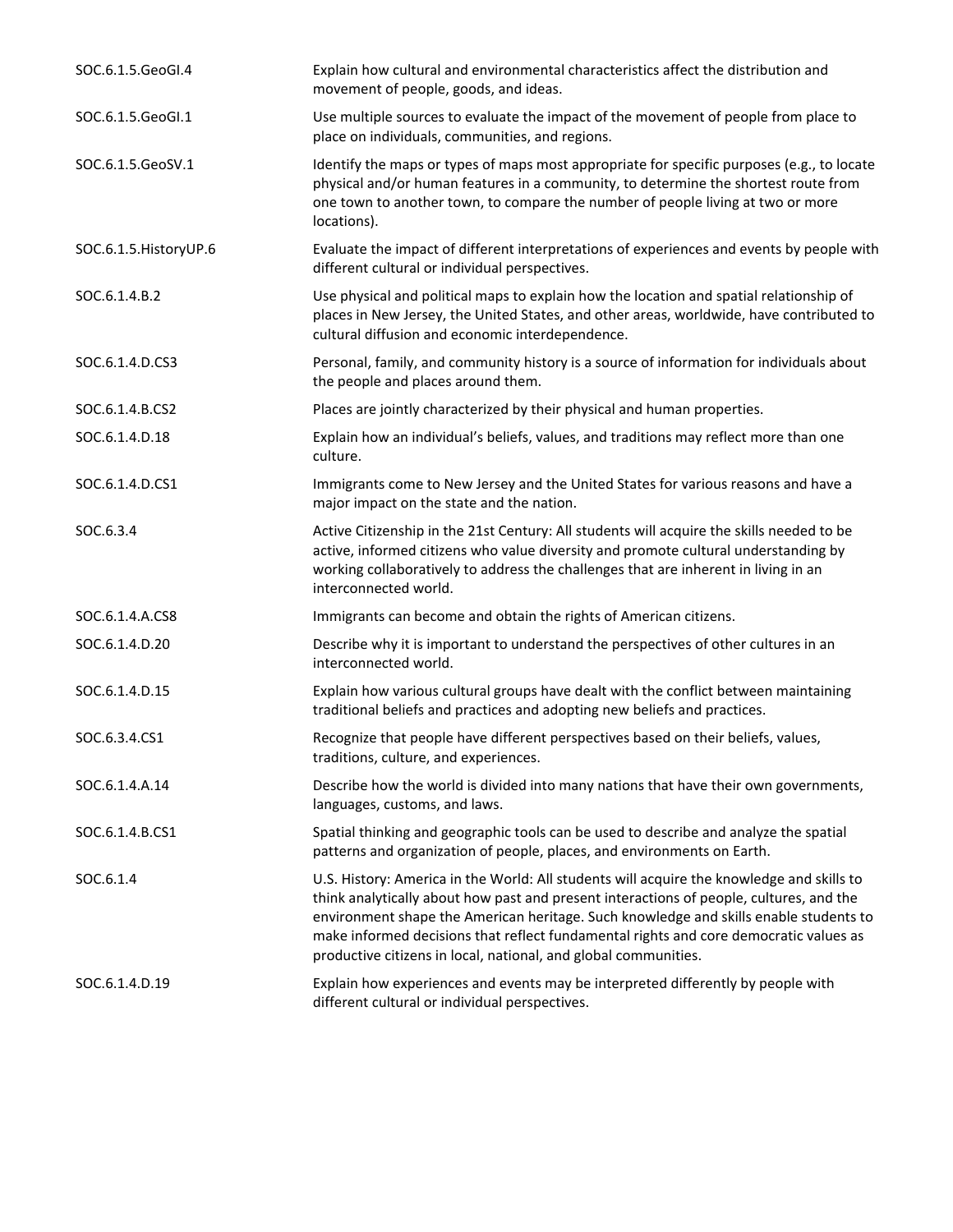| | |
|---|---|
| SOC.6.1.5.GeoGI.4 | Explain how cultural and environmental characteristics affect the distribution and movement of people, goods, and ideas. |
| SOC.6.1.5.GeoGI.1 | Use multiple sources to evaluate the impact of the movement of people from place to place on individuals, communities, and regions. |
| SOC.6.1.5.GeoSV.1 | Identify the maps or types of maps most appropriate for specific purposes (e.g., to locate physical and/or human features in a community, to determine the shortest route from one town to another town, to compare the number of people living at two or more locations). |
| SOC.6.1.5.HistoryUP.6 | Evaluate the impact of different interpretations of experiences and events by people with different cultural or individual perspectives. |
| SOC.6.1.4.B.2 | Use physical and political maps to explain how the location and spatial relationship of places in New Jersey, the United States, and other areas, worldwide, have contributed to cultural diffusion and economic interdependence. |
| SOC.6.1.4.D.CS3 | Personal, family, and community history is a source of information for individuals about the people and places around them. |
| SOC.6.1.4.B.CS2 | Places are jointly characterized by their physical and human properties. |
| SOC.6.1.4.D.18 | Explain how an individual's beliefs, values, and traditions may reflect more than one culture. |
| SOC.6.1.4.D.CS1 | Immigrants come to New Jersey and the United States for various reasons and have a major impact on the state and the nation. |
| SOC.6.3.4 | Active Citizenship in the 21st Century: All students will acquire the skills needed to be active, informed citizens who value diversity and promote cultural understanding by working collaboratively to address the challenges that are inherent in living in an interconnected world. |
| SOC.6.1.4.A.CS8 | Immigrants can become and obtain the rights of American citizens. |
| SOC.6.1.4.D.20 | Describe why it is important to understand the perspectives of other cultures in an interconnected world. |
| SOC.6.1.4.D.15 | Explain how various cultural groups have dealt with the conflict between maintaining traditional beliefs and practices and adopting new beliefs and practices. |
| SOC.6.3.4.CS1 | Recognize that people have different perspectives based on their beliefs, values, traditions, culture, and experiences. |
| SOC.6.1.4.A.14 | Describe how the world is divided into many nations that have their own governments, languages, customs, and laws. |
| SOC.6.1.4.B.CS1 | Spatial thinking and geographic tools can be used to describe and analyze the spatial patterns and organization of people, places, and environments on Earth. |
| SOC.6.1.4 | U.S. History: America in the World: All students will acquire the knowledge and skills to think analytically about how past and present interactions of people, cultures, and the environment shape the American heritage. Such knowledge and skills enable students to make informed decisions that reflect fundamental rights and core democratic values as productive citizens in local, national, and global communities. |
| SOC.6.1.4.D.19 | Explain how experiences and events may be interpreted differently by people with different cultural or individual perspectives. |